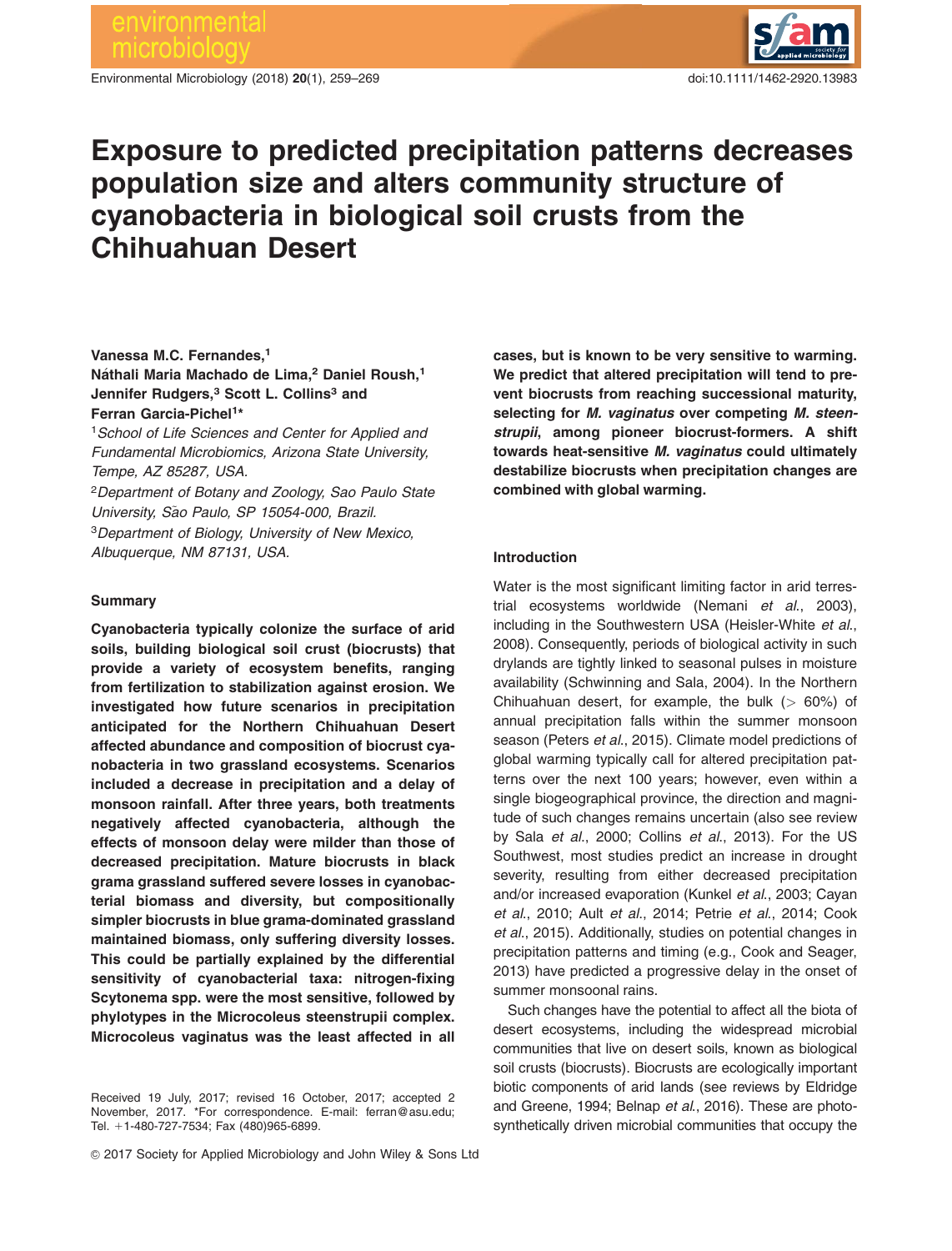# Exposure to predicted precipitation patterns decreases population size and alters community structure of cyanobacteria in biological soil crusts from the Chihuahuan Desert

**Vanessa M.C. Fernandes,[1] Náthali Maria Machado de Lima,[2] Daniel Roush,[1] Jennifer Rudgers,[3] Scott L. Collins[3] and Ferran Garcia-Pichel[1]***

[1] *School of Life Sciences and Center for Applied and Fundamental Microbiomics, Arizona State University, Tempe, AZ 85287, USA.*

[2] *Department of Botany and Zoology, Sao Paulo State University, São Paulo, SP 15054-000, Brazil.*

[3] *Department of Biology, University of New Mexico, Albuquerque, NM 87131, USA.*

## Summary

**Cyanobacteria typically colonize the surface of arid soils, building biological soil crust (biocrusts) that provide a variety of ecosystem benefits, ranging from fertilization to stabilization against erosion. We investigated how future scenarios in precipitation anticipated for the Northern Chihuahuan Desert affected abundance and composition of biocrust cyanobacteria in two grassland ecosystems. Scenarios included a decrease in precipitation and a delay of monsoon rainfall. After three years, both treatments negatively affected cyanobacteria, although the effects of monsoon delay were milder than those of decreased precipitation. Mature biocrusts in black grama grassland suffered severe losses in cyanobacterial biomass and diversity, but compositionally simpler biocrusts in blue grama-dominated grassland maintained biomass, only suffering diversity losses. This could be partially explained by the differential sensitivity of cyanobacterial taxa: nitrogen-fixing Scytonema spp. were the most sensitive, followed by phylotypes in the Microcoleus steenstrupii complex. Microcoleus vaginatus was the least affected in all cases, but is known to be very sensitive to warming. We predict that altered precipitation will tend to prevent biocrusts from reaching successional maturity, selecting for *M. vaginatus* over competing *M. steenstrupii*, among pioneer biocrust-formers. A shift towards heat-sensitive *M. vaginatus* could ultimately destabilize biocrusts when precipitation changes are combined with global warming.**

Received 19 July, 2017; revised 16 October, 2017; accepted 2 November, 2017. *For correspondence. E-mail: ferran@asu.edu; Tel. +1-480-727-7534; Fax (480)965-6899.

## Introduction

Water is the most significant limiting factor in arid terrestrial ecosystems worldwide (Nemani *et al.*, 2003), including in the Southwestern USA (Heisler-White *et al.*, 2008). Consequently, periods of biological activity in such drylands are tightly linked to seasonal pulses in moisture availability (Schwinning and Sala, 2004). In the Northern Chihuahuan desert, for example, the bulk (> 60%) of annual precipitation falls within the summer monsoon season (Peters *et al.*, 2015). Climate model predictions of global warming typically call for altered precipitation patterns over the next 100 years; however, even within a single biogeographical province, the direction and magnitude of such changes remains uncertain (also see review by Sala *et al.*, 2000; Collins *et al.*, 2013). For the US Southwest, most studies predict an increase in drought severity, resulting from either decreased precipitation and/or increased evaporation (Kunkel *et al.*, 2003; Cayan *et al.*, 2010; Ault *et al.*, 2014; Petrie *et al.*, 2014; Cook *et al.*, 2015). Additionally, studies on potential changes in precipitation patterns and timing (e.g., Cook and Seager, 2013) have predicted a progressive delay in the onset of summer monsoonal rains.

Such changes have the potential to affect all the biota of desert ecosystems, including the widespread microbial communities that live on desert soils, known as biological soil crusts (biocrusts). Biocrusts are ecologically important biotic components of arid lands (see reviews by Eldridge and Greene, 1994; Belnap *et al.*, 2016). These are photosynthetically driven microbial communities that occupy the

© 2017 Society for Applied Microbiology and John Wiley & Sons Ltd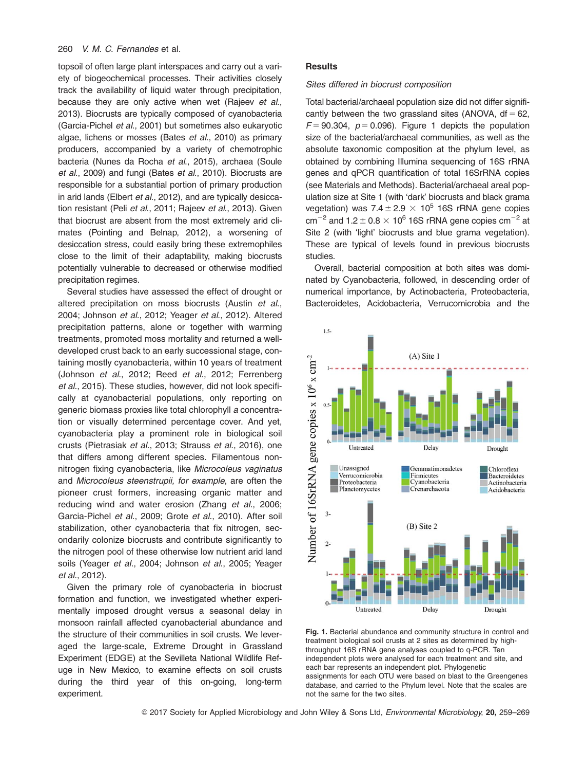topsoil of often large plant interspaces and carry out a variety of biogeochemical processes. Their activities closely track the availability of liquid water through precipitation, because they are only active when wet (Rajeev *et al.*, 2013). Biocrusts are typically composed of cyanobacteria (Garcia-Pichel *et al.*, 2001) but sometimes also eukaryotic algae, lichens or mosses (Bates *et al.*, 2010) as primary producers, accompanied by a variety of chemotrophic bacteria (Nunes da Rocha *et al.*, 2015), archaea (Soule *et al.*, 2009) and fungi (Bates *et al.*, 2010). Biocrusts are responsible for a substantial portion of primary production in arid lands (Elbert *et al.*, 2012), and are typically desiccation resistant (Peli *et al.*, 2011; Rajeev *et al.*, 2013). Given that biocrust are absent from the most extremely arid climates (Pointing and Belnap, 2012), a worsening of desiccation stress, could easily bring these extremophiles close to the limit of their adaptability, making biocrusts potentially vulnerable to decreased or otherwise modified precipitation regimes.

Several studies have assessed the effect of drought or altered precipitation on moss biocrusts (Austin *et al.*, 2004; Johnson *et al.*, 2012; Yeager *et al.*, 2012). Altered precipitation patterns, alone or together with warming treatments, promoted moss mortality and returned a well-developed crust back to an early successional stage, containing mostly cyanobacteria, within 10 years of treatment (Johnson *et al.*, 2012; Reed *et al.*, 2012; Ferrenberg *et al.*, 2015). These studies, however, did not look specifically at cyanobacterial populations, only reporting on generic biomass proxies like total chlorophyll *a* concentration or visually determined percentage cover. And yet, cyanobacteria play a prominent role in biological soil crusts (Pietrasiak *et al.*, 2013; Strauss *et al.*, 2016), one that differs among different species. Filamentous non-nitrogen fixing cyanobacteria, like *Microcoleus vaginatus* and *Microcoleus steenstrupii, for example*, are often the pioneer crust formers, increasing organic matter and reducing wind and water erosion (Zhang *et al.*, 2006; Garcia-Pichel *et al.*, 2009; Grote *et al.*, 2010). After soil stabilization, other cyanobacteria that fix nitrogen, secondarily colonize biocrusts and contribute significantly to the nitrogen pool of these otherwise low nutrient arid land soils (Yeager *et al.*, 2004; Johnson *et al.*, 2005; Yeager *et al.*, 2012).

Given the primary role of cyanobacteria in biocrust formation and function, we investigated whether experimentally imposed drought versus a seasonal delay in monsoon rainfall affected cyanobacterial abundance and the structure of their communities in soil crusts. We leveraged the large-scale, Extreme Drought in Grassland Experiment (EDGE) at the Sevilleta National Wildlife Refuge in New Mexico, to examine effects on soil crusts during the third year of this on-going, long-term experiment.

## Results

### *Sites differed in biocrust composition*

Total bacterial/archaeal population size did not differ significantly between the two grassland sites (ANOVA, df = 62, $F = 90.304$, $p = 0.096$). Figure 1 depicts the population size of the bacterial/archaeal communities, as well as the absolute taxonomic composition at the phylum level, as obtained by combining Illumina sequencing of 16S rRNA genes and qPCR quantification of total 16SrRNA copies (see Materials and Methods). Bacterial/archaeal areal population size at Site 1 (with 'dark' biocrusts and black grama vegetation) was $7.4 \pm 2.9 \times 10^5$ 16S rRNA gene copies $cm^{-2}$ and $1.2 \pm 0.8 \times 10^6$ 16S rRNA gene copies $cm^{-2}$ at Site 2 (with 'light' biocrusts and blue grama vegetation). These are typical of levels found in previous biocrusts studies.

Overall, bacterial composition at both sites was dominated by Cyanobacteria, followed, in descending order of numerical importance, by Actinobacteria, Proteobacteria, Bacteroidetes, Acidobacteria, Verrucomicrobia and the

**Fig. 1.** Bacterial abundance and community structure in control and treatment biological soil crusts at 2 sites as determined by high-throughput 16S rRNA gene analyses coupled to q-PCR. Ten independent plots were analysed for each treatment and site, and each bar represents an independent plot. Phylogenetic assignments for each OTU were based on blast to the Greengenes database, and carried to the Phylum level. Note that the scales are not the same for the two sites.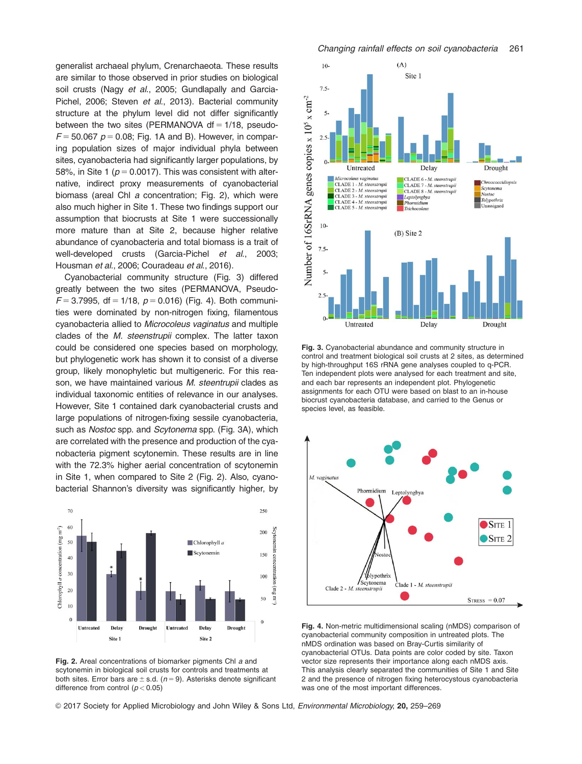generalist archaeal phylum, Crenarchaeota. These results are similar to those observed in prior studies on biological soil crusts (Nagy *et al.*, 2005; Gundlapally and Garcia-Pichel, 2006; Steven *et al.*, 2013). Bacterial community structure at the phylum level did not differ significantly between the two sites (PERMANOVA df = 1/18, pseudo-$F = 50.067$ $p = 0.08$; Fig. 1A and B). However, in comparing population sizes of major individual phyla between sites, cyanobacteria had significantly larger populations, by 58%, in Site 1 ($p = 0.0017$). This was consistent with alternative, indirect proxy measurements of cyanobacterial biomass (areal Chl *a* concentration; Fig. 2), which were also much higher in Site 1. These two findings support our assumption that biocrusts at Site 1 were successionally more mature than at Site 2, because higher relative abundance of cyanobacteria and total biomass is a trait of well-developed crusts (Garcia-Pichel *et al.*, 2003; Housman *et al.*, 2006; Couradeau *et al.*, 2016).

Cyanobacterial community structure (Fig. 3) differed greatly between the two sites (PERMANOVA, Pseudo-$F = 3.7995$, df = 1/18, $p = 0.016$) (Fig. 4). Both communities were dominated by non-nitrogen fixing, filamentous cyanobacteria allied to *Microcoleus vaginatus* and multiple clades of the *M. steenstrupii* complex. The latter taxon could be considered one species based on morphology, but phylogenetic work has shown it to consist of a diverse group, likely monophyletic but multigeneric. For this reason, we have maintained various *M. steentrupii* clades as individual taxonomic entities of relevance in our analyses. However, Site 1 contained dark cyanobacterial crusts and large populations of nitrogen-fixing sessile cyanobacteria, such as *Nostoc* spp. and *Scytonema* spp. (Fig. 3A), which are correlated with the presence and production of the cyanobacteria pigment scytonemin. These results are in line with the 72.3% higher aerial concentration of scytonemin in Site 1, when compared to Site 2 (Fig. 2). Also, cyanobacterial Shannon's diversity was significantly higher, by

**Fig. 2.** Areal concentrations of biomarker pigments Chl *a* and scytonemin in biological soil crusts for controls and treatments at both sites. Error bars are ± s.d. ($n = 9$). Asterisks denote significant difference from control ($p < 0.05$)

**Fig. 3.** Cyanobacterial abundance and community structure in control and treatment biological soil crusts at 2 sites, as determined by high-throughput 16S rRNA gene analyses coupled to q-PCR. Ten independent plots were analysed for each treatment and site, and each bar represents an independent plot. Phylogenetic assignments for each OTU were based on blast to an in-house biocrust cyanobacteria database, and carried to the Genus or species level, as feasible.

**Fig. 4.** Non-metric multidimensional scaling (nMDS) comparison of cyanobacterial community composition in untreated plots. The nMDS ordination was based on Bray-Curtis similarity of cyanobacterial OTUs. Data points are color coded by site. Taxon vector size represents their importance along each nMDS axis. This analysis clearly separated the communities of Site 1 and Site 2 and the presence of nitrogen fixing heterocystous cyanobacteria was one of the most important differences.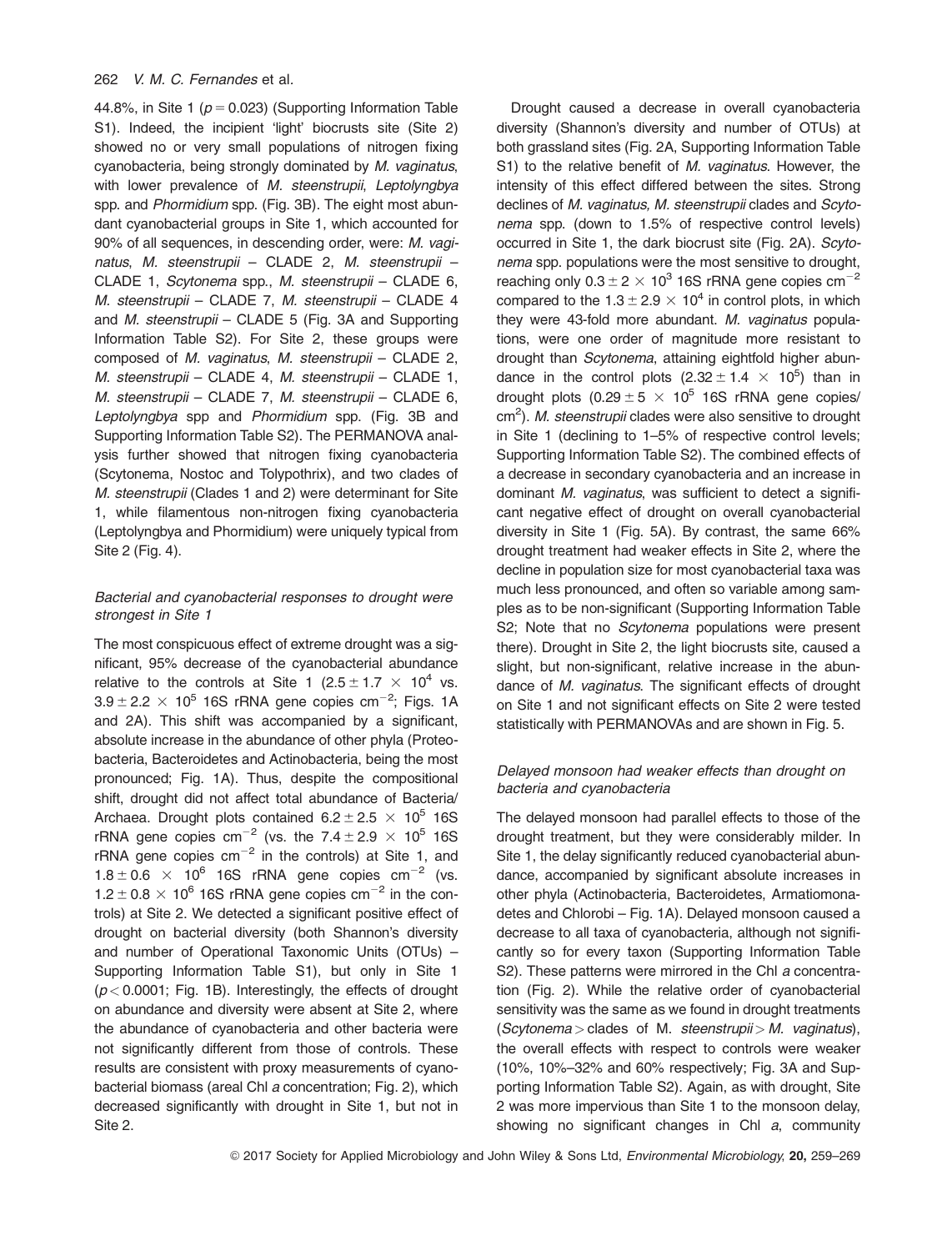44.8%, in Site 1 ($p = 0.023$) (Supporting Information Table S1). Indeed, the incipient 'light' biocrusts site (Site 2) showed no or very small populations of nitrogen fixing cyanobacteria, being strongly dominated by *M. vaginatus*, with lower prevalence of *M. steenstrupii*, *Leptolyngbya* spp. and *Phormidium* spp. (Fig. 3B). The eight most abundant cyanobacterial groups in Site 1, which accounted for 90% of all sequences, in descending order, were: *M. vaginatus*, *M. steenstrupii* – CLADE 2, *M. steenstrupii* – CLADE 1, *Scytonema* spp., *M. steenstrupii* – CLADE 6, *M. steenstrupii* – CLADE 7, *M. steenstrupii* – CLADE 4 and *M. steenstrupii* – CLADE 5 (Fig. 3A and Supporting Information Table S2). For Site 2, these groups were composed of *M. vaginatus*, *M. steenstrupii* – CLADE 2, *M. steenstrupii* – CLADE 4, *M. steenstrupii* – CLADE 1, *M. steenstrupii* – CLADE 7, *M. steenstrupii* – CLADE 6, *Leptolyngbya* spp and *Phormidium* spp. (Fig. 3B and Supporting Information Table S2). The PERMANOVA analysis further showed that nitrogen fixing cyanobacteria (Scytonema, Nostoc and Tolypothrix), and two clades of *M. steenstrupii* (Clades 1 and 2) were determinant for Site 1, while filamentous non-nitrogen fixing cyanobacteria (Leptolyngbya and Phormidium) were uniquely typical from Site 2 (Fig. 4).

### *Bacterial and cyanobacterial responses to drought were strongest in Site 1*

The most conspicuous effect of extreme drought was a significant, 95% decrease of the cyanobacterial abundance relative to the controls at Site 1 ($2.5 \pm 1.7 \times 10^4$ vs. $3.9 \pm 2.2 \times 10^5$ 16S rRNA gene copies $cm^{-2}$; Figs. 1A and 2A). This shift was accompanied by a significant, absolute increase in the abundance of other phyla (Proteobacteria, Bacteroidetes and Actinobacteria, being the most pronounced; Fig. 1A). Thus, despite the compositional shift, drought did not affect total abundance of Bacteria/Archaea. Drought plots contained $6.2 \pm 2.5 \times 10^5$ 16S rRNA gene copies $cm^{-2}$ (vs. the $7.4 \pm 2.9 \times 10^5$ 16S rRNA gene copies $cm^{-2}$ in the controls) at Site 1, and $1.8 \pm 0.6 \times 10^6$ 16S rRNA gene copies $cm^{-2}$ (vs. $1.2 \pm 0.8 \times 10^6$ 16S rRNA gene copies $cm^{-2}$ in the controls) at Site 2. We detected a significant positive effect of drought on bacterial diversity (both Shannon's diversity and number of Operational Taxonomic Units (OTUs) – Supporting Information Table S1), but only in Site 1 ($p < 0.0001$; Fig. 1B). Interestingly, the effects of drought on abundance and diversity were absent at Site 2, where the abundance of cyanobacteria and other bacteria were not significantly different from those of controls. These results are consistent with proxy measurements of cyanobacterial biomass (areal Chl *a* concentration; Fig. 2), which decreased significantly with drought in Site 1, but not in Site 2.

Drought caused a decrease in overall cyanobacteria diversity (Shannon's diversity and number of OTUs) at both grassland sites (Fig. 2A, Supporting Information Table S1) to the relative benefit of *M. vaginatus*. However, the intensity of this effect differed between the sites. Strong declines of *M. vaginatus, M. steenstrupii* clades and *Scytonema* spp. (down to 1.5% of respective control levels) occurred in Site 1, the dark biocrust site (Fig. 2A). *Scytonema* spp. populations were the most sensitive to drought, reaching only $0.3 \pm 2 \times 10^3$ 16S rRNA gene copies $cm^{-2}$ compared to the $1.3 \pm 2.9 \times 10^4$ in control plots, in which they were 43-fold more abundant. *M. vaginatus* populations, were one order of magnitude more resistant to drought than *Scytonema*, attaining eightfold higher abundance in the control plots ($2.32 \pm 1.4 \times 10^5$) than in drought plots ($0.29 \pm 5 \times 10^5$ 16S rRNA gene copies/$cm^2$). *M. steenstrupii* clades were also sensitive to drought in Site 1 (declining to 1–5% of respective control levels; Supporting Information Table S2). The combined effects of a decrease in secondary cyanobacteria and an increase in dominant *M. vaginatus*, was sufficient to detect a significant negative effect of drought on overall cyanobacterial diversity in Site 1 (Fig. 5A). By contrast, the same 66% drought treatment had weaker effects in Site 2, where the decline in population size for most cyanobacterial taxa was much less pronounced, and often so variable among samples as to be non-significant (Supporting Information Table S2; Note that no *Scytonema* populations were present there). Drought in Site 2, the light biocrusts site, caused a slight, but non-significant, relative increase in the abundance of *M. vaginatus*. The significant effects of drought on Site 1 and not significant effects on Site 2 were tested statistically with PERMANOVAs and are shown in Fig. 5.

### *Delayed monsoon had weaker effects than drought on bacteria and cyanobacteria*

The delayed monsoon had parallel effects to those of the drought treatment, but they were considerably milder. In Site 1, the delay significantly reduced cyanobacterial abundance, accompanied by significant absolute increases in other phyla (Actinobacteria, Bacteroidetes, Armatiomonadetes and Chlorobi – Fig. 1A). Delayed monsoon caused a decrease to all taxa of cyanobacteria, although not significantly so for every taxon (Supporting Information Table S2). These patterns were mirrored in the Chl *a* concentration (Fig. 2). While the relative order of cyanobacterial sensitivity was the same as we found in drought treatments (*Scytonema* > clades of M. *steenstrupii* > *M. vaginatus*), the overall effects with respect to controls were weaker (10%, 10%–32% and 60% respectively; Fig. 3A and Supporting Information Table S2). Again, as with drought, Site 2 was more impervious than Site 1 to the monsoon delay, showing no significant changes in Chl *a*, community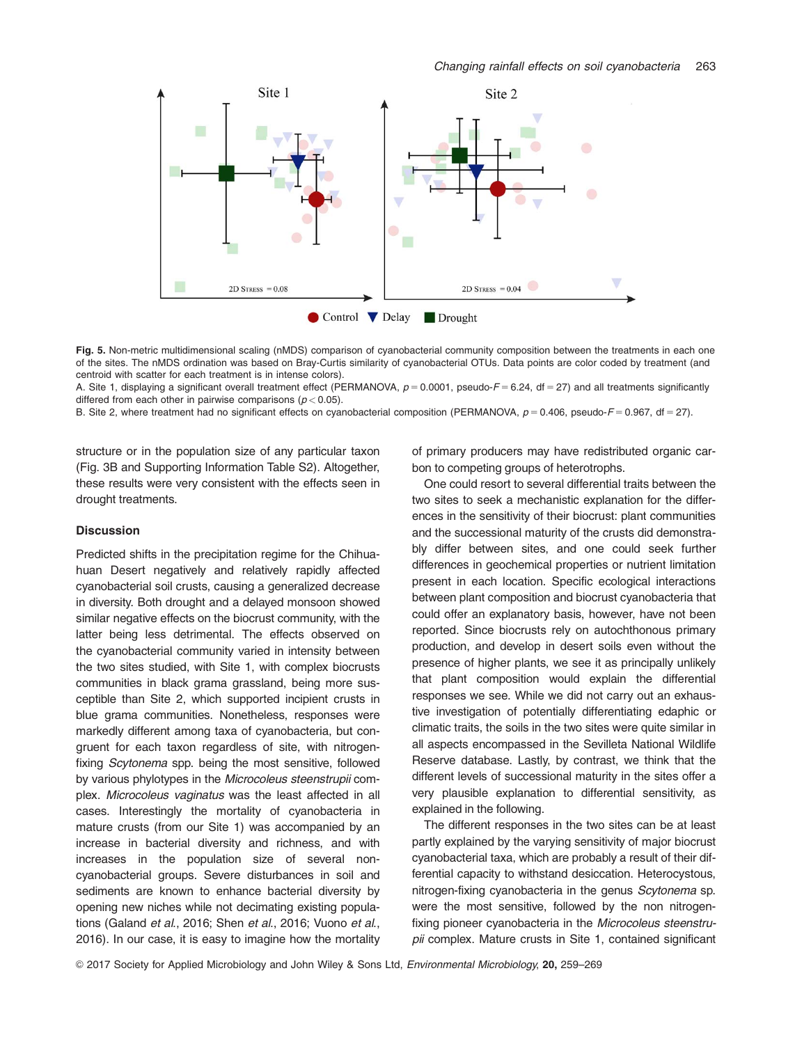Site 1

2D Stress = 0.08

Site 2

2D Stress = 0.04

Control Delay Drought

**Fig. 5.** Non-metric multidimensional scaling (nMDS) comparison of cyanobacterial community composition between the treatments in each one of the sites. The nMDS ordination was based on Bray-Curtis similarity of cyanobacterial OTUs. Data points are color coded by treatment (and centroid with scatter for each treatment is in intense colors).

A. Site 1, displaying a significant overall treatment effect (PERMANOVA, $p = 0.0001$, pseudo-$F = 6.24$, df = 27) and all treatments significantly differed from each other in pairwise comparisons ($p < 0.05$).

B. Site 2, where treatment had no significant effects on cyanobacterial composition (PERMANOVA, $p = 0.406$, pseudo-$F = 0.967$, df = 27).

structure or in the population size of any particular taxon (Fig. 3B and Supporting Information Table S2). Altogether, these results were very consistent with the effects seen in drought treatments.

## Discussion

Predicted shifts in the precipitation regime for the Chihuahuan Desert negatively and relatively rapidly affected cyanobacterial soil crusts, causing a generalized decrease in diversity. Both drought and a delayed monsoon showed similar negative effects on the biocrust community, with the latter being less detrimental. The effects observed on the cyanobacterial community varied in intensity between the two sites studied, with Site 1, with complex biocrusts communities in black grama grassland, being more susceptible than Site 2, which supported incipient crusts in blue grama communities. Nonetheless, responses were markedly different among taxa of cyanobacteria, but congruent for each taxon regardless of site, with nitrogen-fixing *Scytonema* spp. being the most sensitive, followed by various phylotypes in the *Microcoleus steenstrupii* complex. *Microcoleus vaginatus* was the least affected in all cases. Interestingly the mortality of cyanobacteria in mature crusts (from our Site 1) was accompanied by an increase in bacterial diversity and richness, and with increases in the population size of several non-cyanobacterial groups. Severe disturbances in soil and sediments are known to enhance bacterial diversity by opening new niches while not decimating existing populations (Galand *et al*., 2016; Shen *et al*., 2016; Vuono *et al*., 2016). In our case, it is easy to imagine how the mortality of primary producers may have redistributed organic carbon to competing groups of heterotrophs.

One could resort to several differential traits between the two sites to seek a mechanistic explanation for the differences in the sensitivity of their biocrust: plant communities and the successional maturity of the crusts did demonstrably differ between sites, and one could seek further differences in geochemical properties or nutrient limitation present in each location. Specific ecological interactions between plant composition and biocrust cyanobacteria that could offer an explanatory basis, however, have not been reported. Since biocrusts rely on autochthonous primary production, and develop in desert soils even without the presence of higher plants, we see it as principally unlikely that plant composition would explain the differential responses we see. While we did not carry out an exhaustive investigation of potentially differentiating edaphic or climatic traits, the soils in the two sites were quite similar in all aspects encompassed in the Sevilleta National Wildlife Reserve database. Lastly, by contrast, we think that the different levels of successional maturity in the sites offer a very plausible explanation to differential sensitivity, as explained in the following.

The different responses in the two sites can be at least partly explained by the varying sensitivity of major biocrust cyanobacterial taxa, which are probably a result of their differential capacity to withstand desiccation. Heterocystous, nitrogen-fixing cyanobacteria in the genus *Scytonema* sp. were the most sensitive, followed by the non nitrogen-fixing pioneer cyanobacteria in the *Microcoleus steenstrupii* complex. Mature crusts in Site 1, contained significant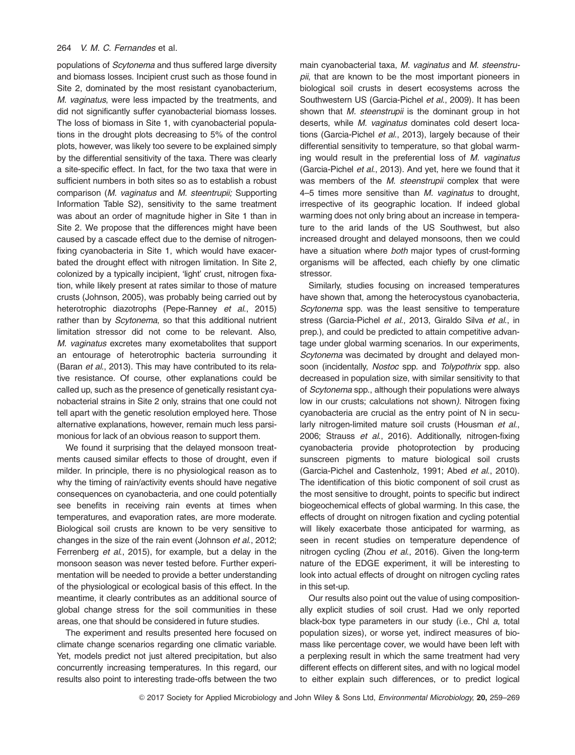populations of *Scytonema* and thus suffered large diversity and biomass losses. Incipient crust such as those found in Site 2, dominated by the most resistant cyanobacterium, *M. vaginatus*, were less impacted by the treatments, and did not significantly suffer cyanobacterial biomass losses. The loss of biomass in Site 1, with cyanobacterial populations in the drought plots decreasing to 5% of the control plots, however, was likely too severe to be explained simply by the differential sensitivity of the taxa. There was clearly a site-specific effect. In fact, for the two taxa that were in sufficient numbers in both sites so as to establish a robust comparison (*M. vaginatus* and *M. steentrupii;* Supporting Information Table S2), sensitivity to the same treatment was about an order of magnitude higher in Site 1 than in Site 2. We propose that the differences might have been caused by a cascade effect due to the demise of nitrogen-fixing cyanobacteria in Site 1, which would have exacerbated the drought effect with nitrogen limitation. In Site 2, colonized by a typically incipient, 'light' crust, nitrogen fixation, while likely present at rates similar to those of mature crusts (Johnson, 2005), was probably being carried out by heterotrophic diazotrophs (Pepe-Ranney *et al.*, 2015) rather than by *Scytonema*, so that this additional nutrient limitation stressor did not come to be relevant. Also*, M. vaginatus* excretes many exometabolites that support an entourage of heterotrophic bacteria surrounding it (Baran *et al.*, 2013). This may have contributed to its relative resistance. Of course, other explanations could be called up, such as the presence of genetically resistant cyanobacterial strains in Site 2 only, strains that one could not tell apart with the genetic resolution employed here. Those alternative explanations, however, remain much less parsimonious for lack of an obvious reason to support them.

We found it surprising that the delayed monsoon treatments caused similar effects to those of drought, even if milder. In principle, there is no physiological reason as to why the timing of rain/activity events should have negative consequences on cyanobacteria, and one could potentially see benefits in receiving rain events at times when temperatures, and evaporation rates, are more moderate. Biological soil crusts are known to be very sensitive to changes in the size of the rain event (Johnson *et al.*, 2012; Ferrenberg *et al.*, 2015), for example, but a delay in the monsoon season was never tested before. Further experimentation will be needed to provide a better understanding of the physiological or ecological basis of this effect. In the meantime, it clearly contributes as an additional source of global change stress for the soil communities in these areas, one that should be considered in future studies.

The experiment and results presented here focused on climate change scenarios regarding one climatic variable. Yet, models predict not just altered precipitation, but also concurrently increasing temperatures. In this regard, our results also point to interesting trade-offs between the two main cyanobacterial taxa, *M. vaginatus* and *M. steenstrupii*, that are known to be the most important pioneers in biological soil crusts in desert ecosystems across the Southwestern US (Garcia-Pichel *et al.*, 2009). It has been shown that *M. steenstrupii* is the dominant group in hot deserts, while *M. vaginatus* dominates cold desert locations (Garcia-Pichel *et al.*, 2013), largely because of their differential sensitivity to temperature, so that global warming would result in the preferential loss of *M. vaginatus* (Garcia-Pichel *et al.*, 2013). And yet, here we found that it was members of the *M. steenstrupii* complex that were 4–5 times more sensitive than *M. vaginatus* to drought, irrespective of its geographic location. If indeed global warming does not only bring about an increase in temperature to the arid lands of the US Southwest, but also increased drought and delayed monsoons, then we could have a situation where *both* major types of crust-forming organisms will be affected, each chiefly by one climatic stressor.

Similarly, studies focusing on increased temperatures have shown that, among the heterocystous cyanobacteria, *Scytonema* spp. was the least sensitive to temperature stress (Garcia-Pichel *et al.*, 2013, Giraldo Silva *et al.*, in prep.), and could be predicted to attain competitive advantage under global warming scenarios. In our experiments, *Scytonema* was decimated by drought and delayed monsoon (incidentally, *Nostoc* spp. and *Tolypothrix* spp. also decreased in population size, with similar sensitivity to that of *Scytonema* spp., although their populations were always low in our crusts; calculations not shown*).* Nitrogen fixing cyanobacteria are crucial as the entry point of N in secularly nitrogen-limited mature soil crusts (Housman *et al.*, 2006; Strauss *et al.*, 2016). Additionally, nitrogen-fixing cyanobacteria provide photoprotection by producing sunscreen pigments to mature biological soil crusts (Garcia-Pichel and Castenholz, 1991; Abed *et al.*, 2010). The identification of this biotic component of soil crust as the most sensitive to drought, points to specific but indirect biogeochemical effects of global warming. In this case, the effects of drought on nitrogen fixation and cycling potential will likely exacerbate those anticipated for warming, as seen in recent studies on temperature dependence of nitrogen cycling (Zhou *et al.*, 2016). Given the long-term nature of the EDGE experiment, it will be interesting to look into actual effects of drought on nitrogen cycling rates in this set-up.

Our results also point out the value of using compositionally explicit studies of soil crust. Had we only reported black-box type parameters in our study (i.e., Chl *a*, total population sizes), or worse yet, indirect measures of biomass like percentage cover, we would have been left with a perplexing result in which the same treatment had very different effects on different sites, and with no logical model to either explain such differences, or to predict logical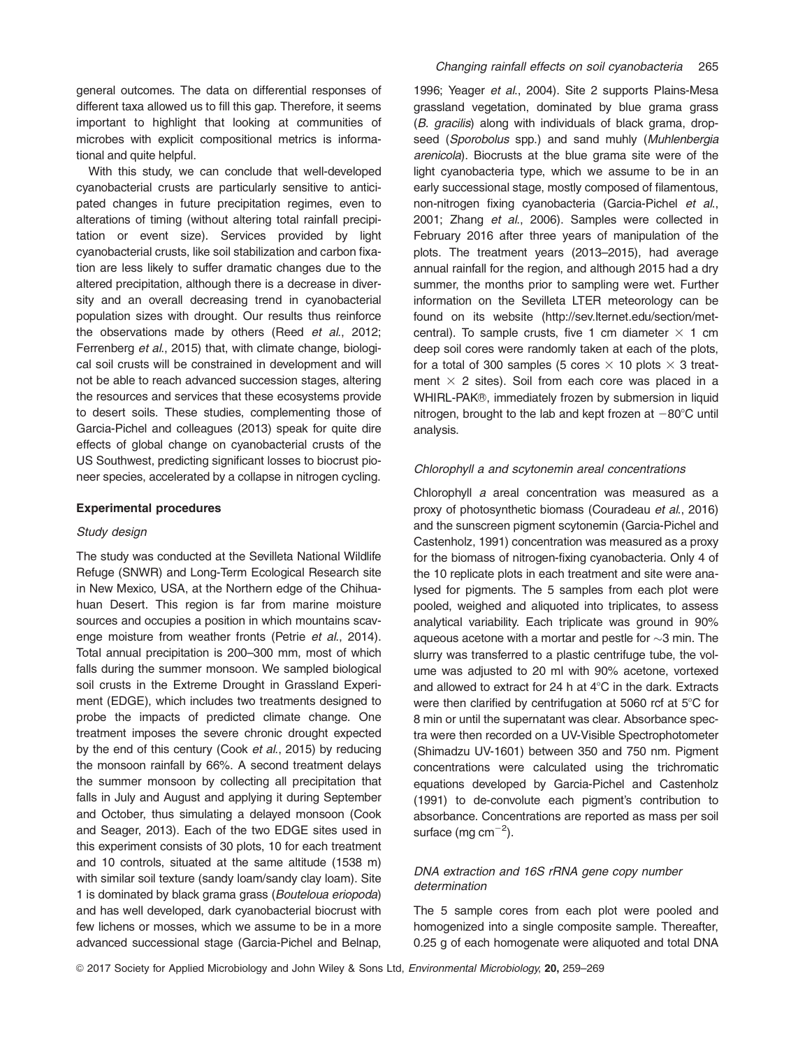general outcomes. The data on differential responses of different taxa allowed us to fill this gap. Therefore, it seems important to highlight that looking at communities of microbes with explicit compositional metrics is informational and quite helpful.

With this study, we can conclude that well-developed cyanobacterial crusts are particularly sensitive to anticipated changes in future precipitation regimes, even to alterations of timing (without altering total rainfall precipitation or event size). Services provided by light cyanobacterial crusts, like soil stabilization and carbon fixation are less likely to suffer dramatic changes due to the altered precipitation, although there is a decrease in diversity and an overall decreasing trend in cyanobacterial population sizes with drought. Our results thus reinforce the observations made by others (Reed *et al*., 2012; Ferrenberg *et al*., 2015) that, with climate change, biological soil crusts will be constrained in development and will not be able to reach advanced succession stages, altering the resources and services that these ecosystems provide to desert soils. These studies, complementing those of Garcia-Pichel and colleagues (2013) speak for quite dire effects of global change on cyanobacterial crusts of the US Southwest, predicting significant losses to biocrust pioneer species, accelerated by a collapse in nitrogen cycling.

## Experimental procedures

### *Study design*

The study was conducted at the Sevilleta National Wildlife Refuge (SNWR) and Long-Term Ecological Research site in New Mexico, USA, at the Northern edge of the Chihuahuan Desert. This region is far from marine moisture sources and occupies a position in which mountains scavenge moisture from weather fronts (Petrie *et al*., 2014). Total annual precipitation is 200–300 mm, most of which falls during the summer monsoon. We sampled biological soil crusts in the Extreme Drought in Grassland Experiment (EDGE), which includes two treatments designed to probe the impacts of predicted climate change. One treatment imposes the severe chronic drought expected by the end of this century (Cook *et al*., 2015) by reducing the monsoon rainfall by 66%. A second treatment delays the summer monsoon by collecting all precipitation that falls in July and August and applying it during September and October, thus simulating a delayed monsoon (Cook and Seager, 2013). Each of the two EDGE sites used in this experiment consists of 30 plots, 10 for each treatment and 10 controls, situated at the same altitude (1538 m) with similar soil texture (sandy loam/sandy clay loam). Site 1 is dominated by black grama grass (*Bouteloua eriopoda*) and has well developed, dark cyanobacterial biocrust with few lichens or mosses, which we assume to be in a more advanced successional stage (Garcia-Pichel and Belnap, 1996; Yeager *et al*., 2004). Site 2 supports Plains-Mesa grassland vegetation, dominated by blue grama grass (*B. gracilis*) along with individuals of black grama, dropseed (*Sporobolus* spp.) and sand muhly (*Muhlenbergia arenicola*). Biocrusts at the blue grama site were of the light cyanobacteria type, which we assume to be in an early successional stage, mostly composed of filamentous, non-nitrogen fixing cyanobacteria (Garcia-Pichel *et al*., 2001; Zhang *et al*., 2006). Samples were collected in February 2016 after three years of manipulation of the plots. The treatment years (2013–2015), had average annual rainfall for the region, and although 2015 had a dry summer, the months prior to sampling were wet. Further information on the Sevilleta LTER meteorology can be found on its website (http://sev.lternet.edu/section/met-central). To sample crusts, five 1 cm diameter × 1 cm deep soil cores were randomly taken at each of the plots, for a total of 300 samples (5 cores × 10 plots × 3 treatment × 2 sites). Soil from each core was placed in a WHIRL-PAK®, immediately frozen by submersion in liquid nitrogen, brought to the lab and kept frozen at −80°C until analysis.

### *Chlorophyll a and scytonemin areal concentrations*

Chlorophyll *a* areal concentration was measured as a proxy of photosynthetic biomass (Couradeau *et al*., 2016) and the sunscreen pigment scytonemin (Garcia-Pichel and Castenholz, 1991) concentration was measured as a proxy for the biomass of nitrogen-fixing cyanobacteria. Only 4 of the 10 replicate plots in each treatment and site were analysed for pigments. The 5 samples from each plot were pooled, weighed and aliquoted into triplicates, to assess analytical variability. Each triplicate was ground in 90% aqueous acetone with a mortar and pestle for ~3 min. The slurry was transferred to a plastic centrifuge tube, the volume was adjusted to 20 ml with 90% acetone, vortexed and allowed to extract for 24 h at 4°C in the dark. Extracts were then clarified by centrifugation at 5060 rcf at 5°C for 8 min or until the supernatant was clear. Absorbance spectra were then recorded on a UV-Visible Spectrophotometer (Shimadzu UV-1601) between 350 and 750 nm. Pigment concentrations were calculated using the trichromatic equations developed by Garcia-Pichel and Castenholz (1991) to de-convolute each pigment's contribution to absorbance. Concentrations are reported as mass per soil surface (mg $cm^{-2}$).

### *DNA extraction and 16S rRNA gene copy number determination*

The 5 sample cores from each plot were pooled and homogenized into a single composite sample. Thereafter, 0.25 g of each homogenate were aliquoted and total DNA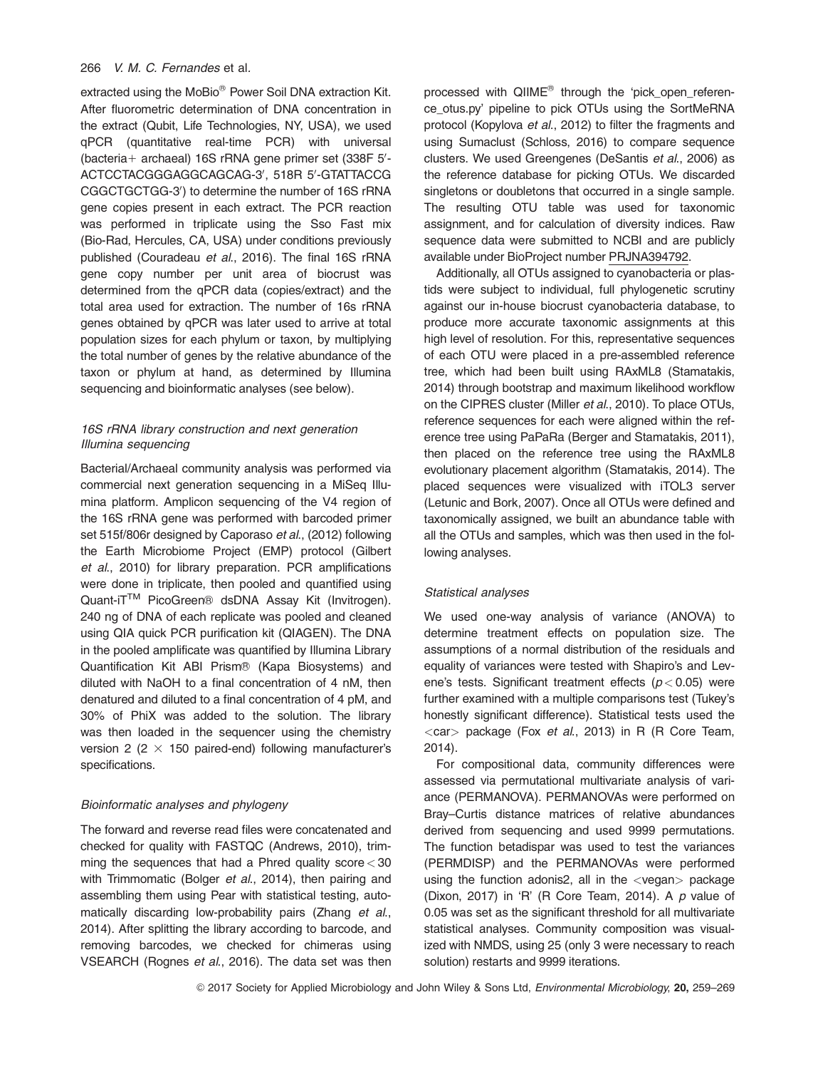extracted using the MoBio® Power Soil DNA extraction Kit. After fluorometric determination of DNA concentration in the extract (Qubit, Life Technologies, NY, USA), we used qPCR (quantitative real-time PCR) with universal (bacteria+ archaeal) 16S rRNA gene primer set (338F 5′-ACTCCTACGGGAGGCAGCAG-3′, 518R 5′-GTATTACCG CGGCTGCTGG-3′) to determine the number of 16S rRNA gene copies present in each extract. The PCR reaction was performed in triplicate using the Sso Fast mix (Bio-Rad, Hercules, CA, USA) under conditions previously published (Couradeau *et al.*, 2016). The final 16S rRNA gene copy number per unit area of biocrust was determined from the qPCR data (copies/extract) and the total area used for extraction. The number of 16s rRNA genes obtained by qPCR was later used to arrive at total population sizes for each phylum or taxon, by multiplying the total number of genes by the relative abundance of the taxon or phylum at hand, as determined by Illumina sequencing and bioinformatic analyses (see below).

### *16S rRNA library construction and next generation Illumina sequencing*

Bacterial/Archaeal community analysis was performed via commercial next generation sequencing in a MiSeq Illumina platform. Amplicon sequencing of the V4 region of the 16S rRNA gene was performed with barcoded primer set 515f/806r designed by Caporaso *et al.*, (2012) following the Earth Microbiome Project (EMP) protocol (Gilbert *et al.*, 2010) for library preparation. PCR amplifications were done in triplicate, then pooled and quantified using Quant-iT™ PicoGreen® dsDNA Assay Kit (Invitrogen). 240 ng of DNA of each replicate was pooled and cleaned using QIA quick PCR purification kit (QIAGEN). The DNA in the pooled amplificate was quantified by Illumina Library Quantification Kit ABI Prism® (Kapa Biosystems) and diluted with NaOH to a final concentration of 4 nM, then denatured and diluted to a final concentration of 4 pM, and 30% of PhiX was added to the solution. The library was then loaded in the sequencer using the chemistry version 2 ($2 \times 150$ paired-end) following manufacturer's specifications.

### *Bioinformatic analyses and phylogeny*

The forward and reverse read files were concatenated and checked for quality with FASTQC (Andrews, 2010), trimming the sequences that had a Phred quality score $< 30$ with Trimmomatic (Bolger *et al.*, 2014), then pairing and assembling them using Pear with statistical testing, automatically discarding low-probability pairs (Zhang *et al.*, 2014). After splitting the library according to barcode, and removing barcodes, we checked for chimeras using VSEARCH (Rognes *et al.*, 2016). The data set was then processed with QIIME® through the 'pick_open_reference_otus.py' pipeline to pick OTUs using the SortMeRNA protocol (Kopylova *et al.*, 2012) to filter the fragments and using Sumaclust (Schloss, 2016) to compare sequence clusters. We used Greengenes (DeSantis *et al.*, 2006) as the reference database for picking OTUs. We discarded singletons or doubletons that occurred in a single sample. The resulting OTU table was used for taxonomic assignment, and for calculation of diversity indices. Raw sequence data were submitted to NCBI and are publicly available under BioProject number PRJNA394792.

Additionally, all OTUs assigned to cyanobacteria or plastids were subject to individual, full phylogenetic scrutiny against our in-house biocrust cyanobacteria database, to produce more accurate taxonomic assignments at this high level of resolution. For this, representative sequences of each OTU were placed in a pre-assembled reference tree, which had been built using RAxML8 (Stamatakis, 2014) through bootstrap and maximum likelihood workflow on the CIPRES cluster (Miller *et al.*, 2010). To place OTUs, reference sequences for each were aligned within the reference tree using PaPaRa (Berger and Stamatakis, 2011), then placed on the reference tree using the RAxML8 evolutionary placement algorithm (Stamatakis, 2014). The placed sequences were visualized with iTOL3 server (Letunic and Bork, 2007). Once all OTUs were defined and taxonomically assigned, we built an abundance table with all the OTUs and samples, which was then used in the following analyses.

### *Statistical analyses*

We used one-way analysis of variance (ANOVA) to determine treatment effects on population size. The assumptions of a normal distribution of the residuals and equality of variances were tested with Shapiro's and Levene's tests. Significant treatment effects ($p < 0.05$) were further examined with a multiple comparisons test (Tukey's honestly significant difference). Statistical tests used the <car> package (Fox *et al.*, 2013) in R (R Core Team, 2014).

For compositional data, community differences were assessed via permutational multivariate analysis of variance (PERMANOVA). PERMANOVAs were performed on Bray–Curtis distance matrices of relative abundances derived from sequencing and used 9999 permutations. The function betadispar was used to test the variances (PERMDISP) and the PERMANOVAs were performed using the function adonis2, all in the <vegan> package (Dixon, 2017) in 'R' (R Core Team, 2014). A $p$ value of 0.05 was set as the significant threshold for all multivariate statistical analyses. Community composition was visualized with NMDS, using 25 (only 3 were necessary to reach solution) restarts and 9999 iterations.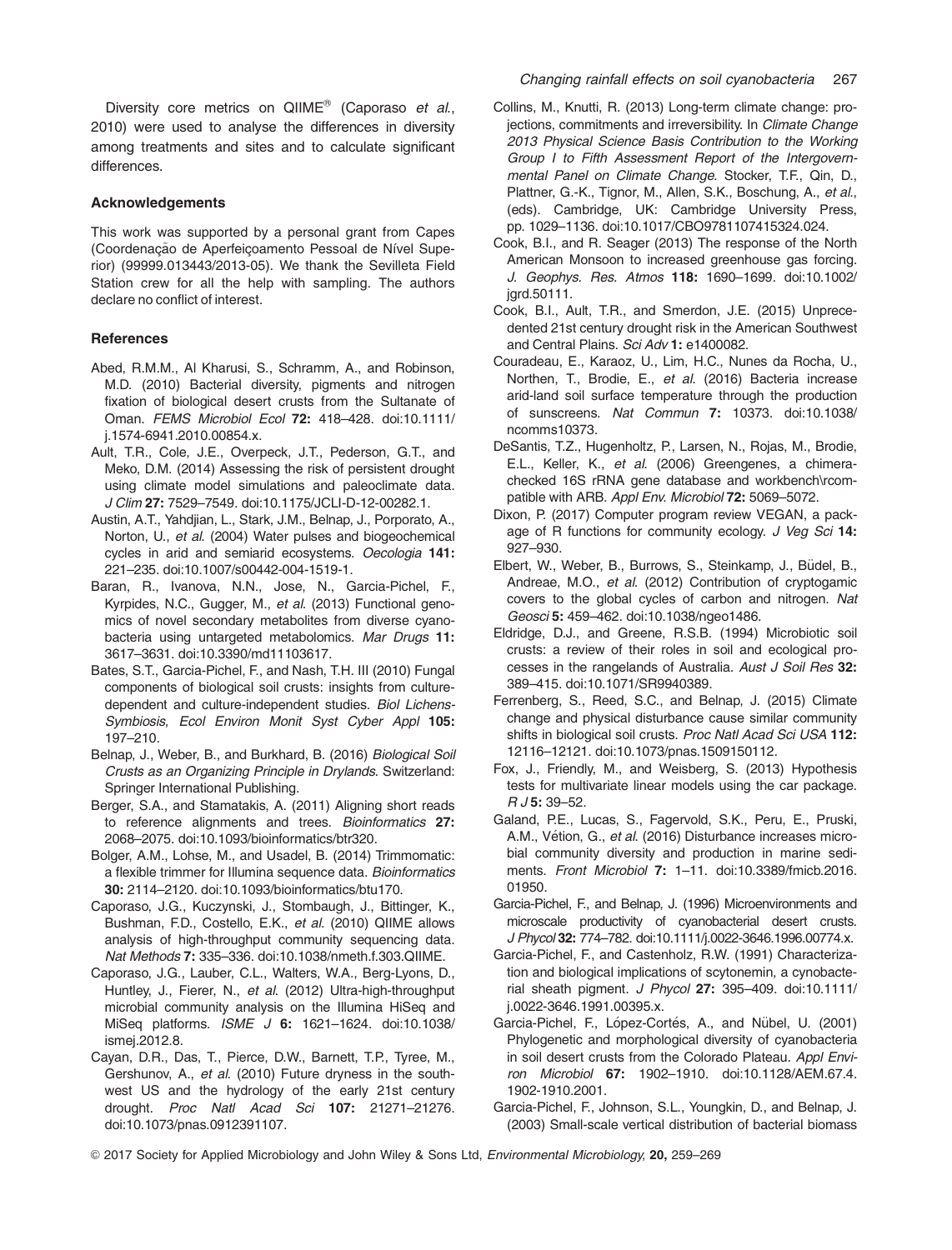Diversity core metrics on QIIME® (Caporaso *et al.*, 2010) were used to analyse the differences in diversity among treatments and sites and to calculate significant differences.

### Acknowledgements

This work was supported by a personal grant from Capes (Coordenação de Aperfeiçoamento Pessoal de Nível Superior) (99999.013443/2013-05). We thank the Sevilleta Field Station crew for all the help with sampling. The authors declare no conflict of interest.

### References

Abed, R.M.M., Al Kharusi, S., Schramm, A., and Robinson, M.D. (2010) Bacterial diversity, pigments and nitrogen fixation of biological desert crusts from the Sultanate of Oman. *FEMS Microbiol Ecol* **72:** 418–428. doi:10.1111/j.1574-6941.2010.00854.x.

Ault, T.R., Cole, J.E., Overpeck, J.T., Pederson, G.T., and Meko, D.M. (2014) Assessing the risk of persistent drought using climate model simulations and paleoclimate data. *J Clim* **27:** 7529–7549. doi:10.1175/JCLI-D-12-00282.1.

Austin, A.T., Yahdjian, L., Stark, J.M., Belnap, J., Porporato, A., Norton, U., *et al.* (2004) Water pulses and biogeochemical cycles in arid and semiarid ecosystems. *Oecologia* **141:** 221–235. doi:10.1007/s00442-004-1519-1.

Baran, R., Ivanova, N.N., Jose, N., Garcia-Pichel, F., Kyrpides, N.C., Gugger, M., *et al.* (2013) Functional genomics of novel secondary metabolites from diverse cyanobacteria using untargeted metabolomics. *Mar Drugs* **11:** 3617–3631. doi:10.3390/md11103617.

Bates, S.T., Garcia-Pichel, F., and Nash, T.H. III (2010) Fungal components of biological soil crusts: insights from culture-dependent and culture-independent studies. *Biol Lichens-Symbiosis, Ecol Environ Monit Syst Cyber Appl* **105:** 197–210.

Belnap, J., Weber, B., and Burkhard, B. (2016) *Biological Soil Crusts as an Organizing Principle in Drylands*. Switzerland: Springer International Publishing.

Berger, S.A., and Stamatakis, A. (2011) Aligning short reads to reference alignments and trees. *Bioinformatics* **27:** 2068–2075. doi:10.1093/bioinformatics/btr320.

Bolger, A.M., Lohse, M., and Usadel, B. (2014) Trimmomatic: a flexible trimmer for Illumina sequence data. *Bioinformatics* **30:** 2114–2120. doi:10.1093/bioinformatics/btu170.

Caporaso, J.G., Kuczynski, J., Stombaugh, J., Bittinger, K., Bushman, F.D., Costello, E.K., *et al.* (2010) QIIME allows analysis of high-throughput community sequencing data. *Nat Methods* **7:** 335–336. doi:10.1038/nmeth.f.303.QIIME.

Caporaso, J.G., Lauber, C.L., Walters, W.A., Berg-Lyons, D., Huntley, J., Fierer, N., *et al.* (2012) Ultra-high-throughput microbial community analysis on the Illumina HiSeq and MiSeq platforms. *ISME J* **6:** 1621–1624. doi:10.1038/ismej.2012.8.

Cayan, D.R., Das, T., Pierce, D.W., Barnett, T.P., Tyree, M., Gershunov, A., *et al.* (2010) Future dryness in the southwest US and the hydrology of the early 21st century drought. *Proc Natl Acad Sci* **107:** 21271–21276. doi:10.1073/pnas.0912391107.

Collins, M., Knutti, R. (2013) Long-term climate change: projections, commitments and irreversibility. In *Climate Change 2013 Physical Science Basis Contribution to the Working Group I to Fifth Assessment Report of the Intergovernmental Panel on Climate Change*. Stocker, T.F., Qin, D., Plattner, G.-K., Tignor, M., Allen, S.K., Boschung, A., *et al.*, (eds). Cambridge, UK: Cambridge University Press, pp. 1029–1136. doi:10.1017/CBO9781107415324.024.

Cook, B.I., and R. Seager (2013) The response of the North American Monsoon to increased greenhouse gas forcing. *J. Geophys. Res. Atmos* **118:** 1690–1699. doi:10.1002/jgrd.50111.

Cook, B.I., Ault, T.R., and Smerdon, J.E. (2015) Unprecedented 21st century drought risk in the American Southwest and Central Plains. *Sci Adv* **1:** e1400082.

Couradeau, E., Karaoz, U., Lim, H.C., Nunes da Rocha, U., Northen, T., Brodie, E., *et al.* (2016) Bacteria increase arid-land soil surface temperature through the production of sunscreens. *Nat Commun* **7:** 10373. doi:10.1038/ncomms10373.

DeSantis, T.Z., Hugenholtz, P., Larsen, N., Rojas, M., Brodie, E.L., Keller, K., *et al.* (2006) Greengenes, a chimera-checked 16S rRNA gene database and workbench\rcompatible with ARB. *Appl Env. Microbiol* **72:** 5069–5072.

Dixon, P. (2017) Computer program review VEGAN, a package of R functions for community ecology. *J Veg Sci* **14:** 927–930.

Elbert, W., Weber, B., Burrows, S., Steinkamp, J., Büdel, B., Andreae, M.O., *et al.* (2012) Contribution of cryptogamic covers to the global cycles of carbon and nitrogen. *Nat Geosci* **5:** 459–462. doi:10.1038/ngeo1486.

Eldridge, D.J., and Greene, R.S.B. (1994) Microbiotic soil crusts: a review of their roles in soil and ecological processes in the rangelands of Australia. *Aust J Soil Res* **32:** 389–415. doi:10.1071/SR9940389.

Ferrenberg, S., Reed, S.C., and Belnap, J. (2015) Climate change and physical disturbance cause similar community shifts in biological soil crusts. *Proc Natl Acad Sci USA* **112:** 12116–12121. doi:10.1073/pnas.1509150112.

Fox, J., Friendly, M., and Weisberg, S. (2013) Hypothesis tests for multivariate linear models using the car package. *R J* **5:** 39–52.

Galand, P.E., Lucas, S., Fagervold, S.K., Peru, E., Pruski, A.M., Vétion, G., *et al.* (2016) Disturbance increases microbial community diversity and production in marine sediments. *Front Microbiol* **7:** 1–11. doi:10.3389/fmicb.2016.01950.

Garcia-Pichel, F., and Belnap, J. (1996) Microenvironments and microscale productivity of cyanobacterial desert crusts. *J Phycol* **32:** 774–782. doi:10.1111/j.0022-3646.1996.00774.x.

Garcia-Pichel, F., and Castenholz, R.W. (1991) Characterization and biological implications of scytonemin, a cynobacterial sheath pigment. *J Phycol* **27:** 395–409. doi:10.1111/j.0022-3646.1991.00395.x.

Garcia-Pichel, F., López-Cortés, A., and Nübel, U. (2001) Phylogenetic and morphological diversity of cyanobacteria in soil desert crusts from the Colorado Plateau. *Appl Environ Microbiol* **67:** 1902–1910. doi:10.1128/AEM.67.4.1902-1910.2001.

Garcia-Pichel, F., Johnson, S.L., Youngkin, D., and Belnap, J. (2003) Small-scale vertical distribution of bacterial biomass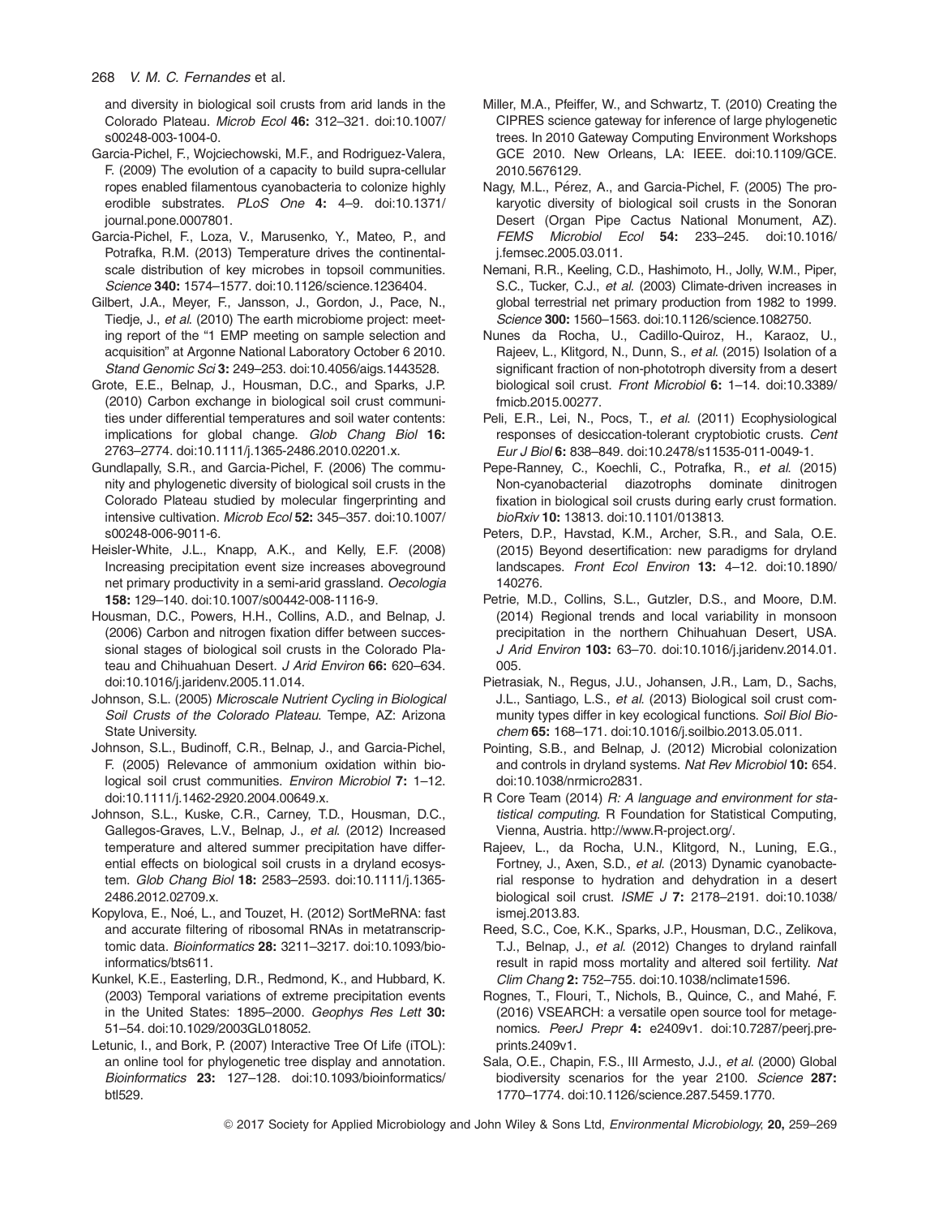and diversity in biological soil crusts from arid lands in the Colorado Plateau. *Microb Ecol* **46:** 312–321. doi:10.1007/s00248-003-1004-0.

Garcia-Pichel, F., Wojciechowski, M.F., and Rodriguez-Valera, F. (2009) The evolution of a capacity to build supra-cellular ropes enabled filamentous cyanobacteria to colonize highly erodible substrates. *PLoS One* **4:** 4–9. doi:10.1371/journal.pone.0007801.

Garcia-Pichel, F., Loza, V., Marusenko, Y., Mateo, P., and Potrafka, R.M. (2013) Temperature drives the continental-scale distribution of key microbes in topsoil communities. *Science* **340:** 1574–1577. doi:10.1126/science.1236404.

Gilbert, J.A., Meyer, F., Jansson, J., Gordon, J., Pace, N., Tiedje, J., *et al.* (2010) The earth microbiome project: meeting report of the "1 EMP meeting on sample selection and acquisition" at Argonne National Laboratory October 6 2010. *Stand Genomic Sci* **3:** 249–253. doi:10.4056/aigs.1443528.

Grote, E.E., Belnap, J., Housman, D.C., and Sparks, J.P. (2010) Carbon exchange in biological soil crust communities under differential temperatures and soil water contents: implications for global change. *Glob Chang Biol* **16:** 2763–2774. doi:10.1111/j.1365-2486.2010.02201.x.

Gundlapally, S.R., and Garcia-Pichel, F. (2006) The community and phylogenetic diversity of biological soil crusts in the Colorado Plateau studied by molecular fingerprinting and intensive cultivation. *Microb Ecol* **52:** 345–357. doi:10.1007/s00248-006-9011-6.

Heisler-White, J.L., Knapp, A.K., and Kelly, E.F. (2008) Increasing precipitation event size increases aboveground net primary productivity in a semi-arid grassland. *Oecologia* **158:** 129–140. doi:10.1007/s00442-008-1116-9.

Housman, D.C., Powers, H.H., Collins, A.D., and Belnap, J. (2006) Carbon and nitrogen fixation differ between successional stages of biological soil crusts in the Colorado Plateau and Chihuahuan Desert. *J Arid Environ* **66:** 620–634. doi:10.1016/j.jaridenv.2005.11.014.

Johnson, S.L. (2005) *Microscale Nutrient Cycling in Biological Soil Crusts of the Colorado Plateau*. Tempe, AZ: Arizona State University.

Johnson, S.L., Budinoff, C.R., Belnap, J., and Garcia-Pichel, F. (2005) Relevance of ammonium oxidation within biological soil crust communities. *Environ Microbiol* **7:** 1–12. doi:10.1111/j.1462-2920.2004.00649.x.

Johnson, S.L., Kuske, C.R., Carney, T.D., Housman, D.C., Gallegos-Graves, L.V., Belnap, J., *et al.* (2012) Increased temperature and altered summer precipitation have differential effects on biological soil crusts in a dryland ecosystem. *Glob Chang Biol* **18:** 2583–2593. doi:10.1111/j.1365-2486.2012.02709.x.

Kopylova, E., Noé, L., and Touzet, H. (2012) SortMeRNA: fast and accurate filtering of ribosomal RNAs in metatranscriptomic data. *Bioinformatics* **28:** 3211–3217. doi:10.1093/bioinformatics/bts611.

Kunkel, K.E., Easterling, D.R., Redmond, K., and Hubbard, K. (2003) Temporal variations of extreme precipitation events in the United States: 1895–2000. *Geophys Res Lett* **30:** 51–54. doi:10.1029/2003GL018052.

Letunic, I., and Bork, P. (2007) Interactive Tree Of Life (iTOL): an online tool for phylogenetic tree display and annotation. *Bioinformatics* **23:** 127–128. doi:10.1093/bioinformatics/btl529.

Miller, M.A., Pfeiffer, W., and Schwartz, T. (2010) Creating the CIPRES science gateway for inference of large phylogenetic trees. In 2010 Gateway Computing Environment Workshops GCE 2010. New Orleans, LA: IEEE. doi:10.1109/GCE.2010.5676129.

Nagy, M.L., Pérez, A., and Garcia-Pichel, F. (2005) The prokaryotic diversity of biological soil crusts in the Sonoran Desert (Organ Pipe Cactus National Monument, AZ). *FEMS Microbiol Ecol* **54:** 233–245. doi:10.1016/j.femsec.2005.03.011.

Nemani, R.R., Keeling, C.D., Hashimoto, H., Jolly, W.M., Piper, S.C., Tucker, C.J., *et al.* (2003) Climate-driven increases in global terrestrial net primary production from 1982 to 1999. *Science* **300:** 1560–1563. doi:10.1126/science.1082750.

Nunes da Rocha, U., Cadillo-Quiroz, H., Karaoz, U., Rajeev, L., Klitgord, N., Dunn, S., *et al.* (2015) Isolation of a significant fraction of non-phototroph diversity from a desert biological soil crust. *Front Microbiol* **6:** 1–14. doi:10.3389/fmicb.2015.00277.

Peli, E.R., Lei, N., Pocs, T., *et al.* (2011) Ecophysiological responses of desiccation-tolerant cryptobiotic crusts. *Cent Eur J Biol* **6:** 838–849. doi:10.2478/s11535-011-0049-1.

Pepe-Ranney, C., Koechli, C., Potrafka, R., *et al.* (2015) Non-cyanobacterial diazotrophs dominate dinitrogen fixation in biological soil crusts during early crust formation. *bioRxiv* **10:** 13813. doi:10.1101/013813.

Peters, D.P., Havstad, K.M., Archer, S.R., and Sala, O.E. (2015) Beyond desertification: new paradigms for dryland landscapes. *Front Ecol Environ* **13:** 4–12. doi:10.1890/140276.

Petrie, M.D., Collins, S.L., Gutzler, D.S., and Moore, D.M. (2014) Regional trends and local variability in monsoon precipitation in the northern Chihuahuan Desert, USA. *J Arid Environ* **103:** 63–70. doi:10.1016/j.jaridenv.2014.01.005.

Pietrasiak, N., Regus, J.U., Johansen, J.R., Lam, D., Sachs, J.L., Santiago, L.S., *et al.* (2013) Biological soil crust community types differ in key ecological functions. *Soil Biol Biochem* **65:** 168–171. doi:10.1016/j.soilbio.2013.05.011.

Pointing, S.B., and Belnap, J. (2012) Microbial colonization and controls in dryland systems. *Nat Rev Microbiol* **10:** 654. doi:10.1038/nrmicro2831.

R Core Team (2014) *R: A language and environment for statistical computing*. R Foundation for Statistical Computing, Vienna, Austria. http://www.R-project.org/.

Rajeev, L., da Rocha, U.N., Klitgord, N., Luning, E.G., Fortney, J., Axen, S.D., *et al.* (2013) Dynamic cyanobacterial response to hydration and dehydration in a desert biological soil crust. *ISME J* **7:** 2178–2191. doi:10.1038/ismej.2013.83.

Reed, S.C., Coe, K.K., Sparks, J.P., Housman, D.C., Zelikova, T.J., Belnap, J., *et al.* (2012) Changes to dryland rainfall result in rapid moss mortality and altered soil fertility. *Nat Clim Chang* **2:** 752–755. doi:10.1038/nclimate1596.

Rognes, T., Flouri, T., Nichols, B., Quince, C., and Mahé, F. (2016) VSEARCH: a versatile open source tool for metagenomics. *PeerJ Prepr* **4:** e2409v1. doi:10.7287/peerj.preprints.2409v1.

Sala, O.E., Chapin, F.S., III Armesto, J.J., *et al.* (2000) Global biodiversity scenarios for the year 2100. *Science* **287:** 1770–1774. doi:10.1126/science.287.5459.1770.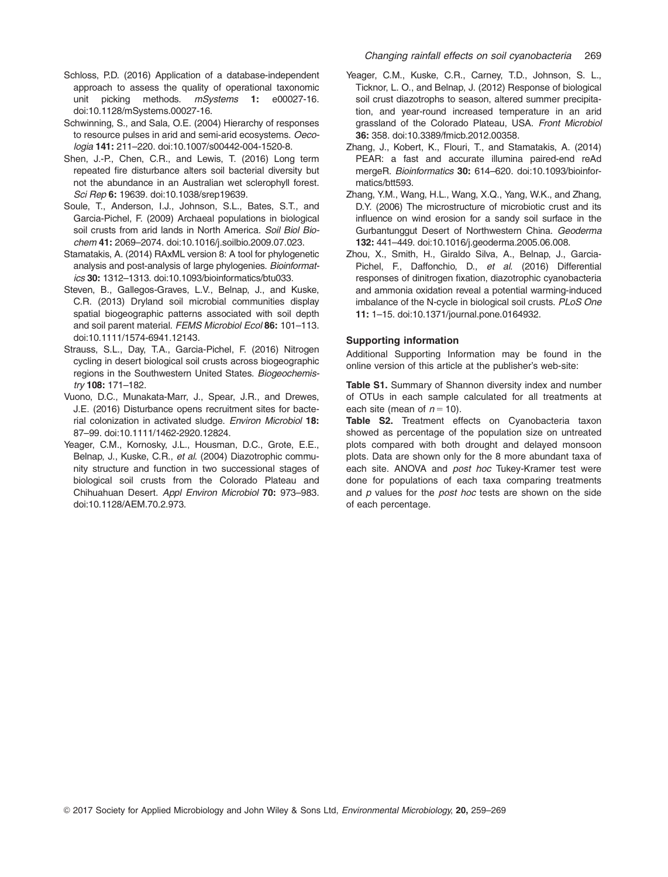Schloss, P.D. (2016) Application of a database-independent approach to assess the quality of operational taxonomic unit picking methods. *mSystems* **1:** e00027-16. doi:10.1128/mSystems.00027-16.

Schwinning, S., and Sala, O.E. (2004) Hierarchy of responses to resource pulses in arid and semi-arid ecosystems. *Oecologia* **141:** 211–220. doi:10.1007/s00442-004-1520-8.

Shen, J.-P., Chen, C.R., and Lewis, T. (2016) Long term repeated fire disturbance alters soil bacterial diversity but not the abundance in an Australian wet sclerophyll forest. *Sci Rep* **6:** 19639. doi:10.1038/srep19639.

Soule, T., Anderson, I.J., Johnson, S.L., Bates, S.T., and Garcia-Pichel, F. (2009) Archaeal populations in biological soil crusts from arid lands in North America. *Soil Biol Biochem* **41:** 2069–2074. doi:10.1016/j.soilbio.2009.07.023.

Stamatakis, A. (2014) RAxML version 8: A tool for phylogenetic analysis and post-analysis of large phylogenies. *Bioinformatics* **30:** 1312–1313. doi:10.1093/bioinformatics/btu033.

Steven, B., Gallegos-Graves, L.V., Belnap, J., and Kuske, C.R. (2013) Dryland soil microbial communities display spatial biogeographic patterns associated with soil depth and soil parent material. *FEMS Microbiol Ecol* **86:** 101–113. doi:10.1111/1574-6941.12143.

Strauss, S.L., Day, T.A., Garcia-Pichel, F. (2016) Nitrogen cycling in desert biological soil crusts across biogeographic regions in the Southwestern United States. *Biogeochemistry* **108:** 171–182.

Vuono, D.C., Munakata-Marr, J., Spear, J.R., and Drewes, J.E. (2016) Disturbance opens recruitment sites for bacterial colonization in activated sludge. *Environ Microbiol* **18:** 87–99. doi:10.1111/1462-2920.12824.

Yeager, C.M., Kornosky, J.L., Housman, D.C., Grote, E.E., Belnap, J., Kuske, C.R., *et al.* (2004) Diazotrophic community structure and function in two successional stages of biological soil crusts from the Colorado Plateau and Chihuahuan Desert. *Appl Environ Microbiol* **70:** 973–983. doi:10.1128/AEM.70.2.973.

Yeager, C.M., Kuske, C.R., Carney, T.D., Johnson, S. L., Ticknor, L. O., and Belnap, J. (2012) Response of biological soil crust diazotrophs to season, altered summer precipitation, and year-round increased temperature in an arid grassland of the Colorado Plateau, USA. *Front Microbiol* **36:** 358. doi:10.3389/fmicb.2012.00358.

Zhang, J., Kobert, K., Flouri, T., and Stamatakis, A. (2014) PEAR: a fast and accurate illumina paired-end reAd mergeR. *Bioinformatics* **30:** 614–620. doi:10.1093/bioinformatics/btt593.

Zhang, Y.M., Wang, H.L., Wang, X.Q., Yang, W.K., and Zhang, D.Y. (2006) The microstructure of microbiotic crust and its influence on wind erosion for a sandy soil surface in the Gurbantunggut Desert of Northwestern China. *Geoderma* **132:** 441–449. doi:10.1016/j.geoderma.2005.06.008.

Zhou, X., Smith, H., Giraldo Silva, A., Belnap, J., Garcia-Pichel, F., Daffonchio, D., *et al.* (2016) Differential responses of dinitrogen fixation, diazotrophic cyanobacteria and ammonia oxidation reveal a potential warming-induced imbalance of the N-cycle in biological soil crusts. *PLoS One* **11:** 1–15. doi:10.1371/journal.pone.0164932.

### Supporting information

Additional Supporting Information may be found in the online version of this article at the publisher's web-site:

**Table S1.** Summary of Shannon diversity index and number of OTUs in each sample calculated for all treatments at each site (mean of $n = 10$).

**Table S2.** Treatment effects on Cyanobacteria taxon showed as percentage of the population size on untreated plots compared with both drought and delayed monsoon plots. Data are shown only for the 8 more abundant taxa of each site. ANOVA and *post hoc* Tukey-Kramer test were done for populations of each taxa comparing treatments and *p* values for the *post hoc* tests are shown on the side of each percentage.